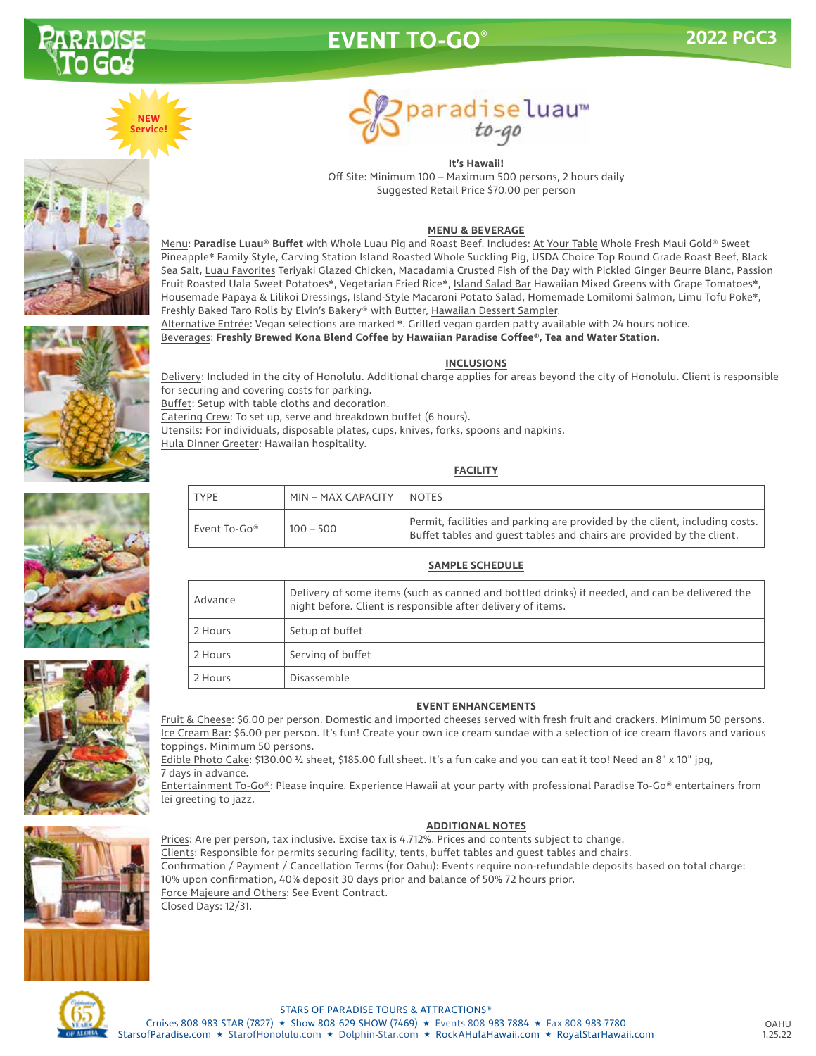# EVENT TO-GO®

2022 PGC3

NEW Service!

paradise luau™ to-go

**It's Hawaii!**
Off Site: Minimum 100 – Maximum 500 persons, 2 hours daily
Suggested Retail Price $70.00 per person

## MENU & BEVERAGE

Menu: **Paradise Luau® Buffet** with Whole Luau Pig and Roast Beef. Includes: At Your Table Whole Fresh Maui Gold® Sweet Pineapple* Family Style, Carving Station Island Roasted Whole Suckling Pig, USDA Choice Top Round Grade Roast Beef, Black Sea Salt, Luau Favorites Teriyaki Glazed Chicken, Macadamia Crusted Fish of the Day with Pickled Ginger Beurre Blanc, Passion Fruit Roasted Uala Sweet Potatoes*, Vegetarian Fried Rice*, Island Salad Bar Hawaiian Mixed Greens with Grape Tomatoes*, Housemade Papaya & Lilikoi Dressings, Island-Style Macaroni Potato Salad, Homemade Lomilomi Salmon, Limu Tofu Poke*, Freshly Baked Taro Rolls by Elvin's Bakery® with Butter, Hawaiian Dessert Sampler.
Alternative Entrée: Vegan selections are marked *. Grilled vegan garden patty available with 24 hours notice.
Beverages: **Freshly Brewed Kona Blend Coffee by Hawaiian Paradise Coffee®, Tea and Water Station.**

## INCLUSIONS

Delivery: Included in the city of Honolulu. Additional charge applies for areas beyond the city of Honolulu. Client is responsible for securing and covering costs for parking.
Buffet: Setup with table cloths and decoration.
Catering Crew: To set up, serve and breakdown buffet (6 hours).
Utensils: For individuals, disposable plates, cups, knives, forks, spoons and napkins.
Hula Dinner Greeter: Hawaiian hospitality.

## FACILITY

| TYPE | MIN – MAX CAPACITY | NOTES |
|---|---|---|
| Event To-Go® | 100 – 500 | Permit, facilities and parking are provided by the client, including costs. Buffet tables and guest tables and chairs are provided by the client. |

## SAMPLE SCHEDULE

| | |
|---|---|
| Advance | Delivery of some items (such as canned and bottled drinks) if needed, and can be delivered the night before. Client is responsible after delivery of items. |
| 2 Hours | Setup of buffet |
| 2 Hours | Serving of buffet |
| 2 Hours | Disassemble |

## EVENT ENHANCEMENTS

Fruit & Cheese: $6.00 per person. Domestic and imported cheeses served with fresh fruit and crackers. Minimum 50 persons.
Ice Cream Bar: $6.00 per person. It's fun! Create your own ice cream sundae with a selection of ice cream flavors and various toppings. Minimum 50 persons.
Edible Photo Cake: $130.00 ½ sheet, $185.00 full sheet. It's a fun cake and you can eat it too! Need an 8" x 10" jpg, 7 days in advance.
Entertainment To-Go®: Please inquire. Experience Hawaii at your party with professional Paradise To-Go® entertainers from lei greeting to jazz.

## ADDITIONAL NOTES

Prices: Are per person, tax inclusive. Excise tax is 4.712%. Prices and contents subject to change.
Clients: Responsible for permits securing facility, tents, buffet tables and guest tables and chairs.
Confirmation / Payment / Cancellation Terms (for Oahu): Events require non-refundable deposits based on total charge: 10% upon confirmation, 40% deposit 30 days prior and balance of 50% 72 hours prior.
Force Majeure and Others: See Event Contract.
Closed Days: 12/31.

STARS OF PARADISE TOURS & ATTRACTIONS®
Cruises 808-983-STAR (7827) ★ Show 808-629-SHOW (7469) ★ Events 808-983-7884 ★ Fax 808-983-7780
StarsofParadise.com ★ StarofHonolulu.com ★ Dolphin-Star.com ★ RockAHulaHawaii.com ★ RoyalStarHawaii.com

OAHU
1.25.22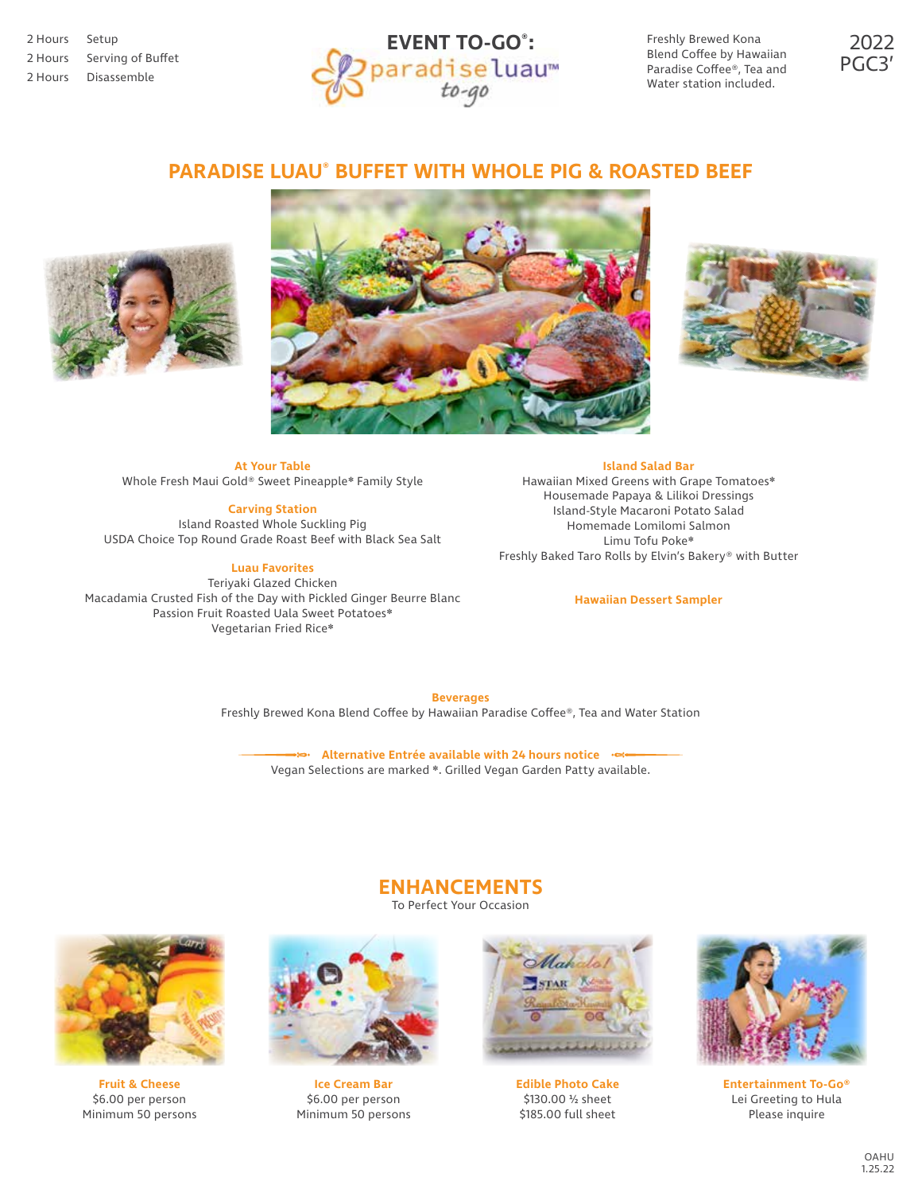2 Hours Setup
2 Hours Serving of Buffet
2 Hours Disassemble

# EVENT TO-GO®: paradise luau™ to-go

Freshly Brewed Kona Blend Coffee by Hawaiian Paradise Coffee®, Tea and Water station included.

2022
PGC3'

## PARADISE LUAU® BUFFET WITH WHOLE PIG & ROASTED BEEF

**At Your Table**
Whole Fresh Maui Gold® Sweet Pineapple* Family Style

**Carving Station**
Island Roasted Whole Suckling Pig
USDA Choice Top Round Grade Roast Beef with Black Sea Salt

**Luau Favorites**
Teriyaki Glazed Chicken
Macadamia Crusted Fish of the Day with Pickled Ginger Beurre Blanc
Passion Fruit Roasted Uala Sweet Potatoes*
Vegetarian Fried Rice*

**Island Salad Bar**
Hawaiian Mixed Greens with Grape Tomatoes*
Housemade Papaya & Lilikoi Dressings
Island-Style Macaroni Potato Salad
Homemade Lomilomi Salmon
Limu Tofu Poke*
Freshly Baked Taro Rolls by Elvin's Bakery® with Butter

**Hawaiian Dessert Sampler**

**Beverages**
Freshly Brewed Kona Blend Coffee by Hawaiian Paradise Coffee®, Tea and Water Station

**Alternative Entrée available with 24 hours notice**
Vegan Selections are marked *. Grilled Vegan Garden Patty available.

## ENHANCEMENTS

To Perfect Your Occasion

**Fruit & Cheese**
$6.00 per person
Minimum 50 persons

**Ice Cream Bar**
$6.00 per person
Minimum 50 persons

**Edible Photo Cake**
$130.00 ½ sheet
$185.00 full sheet

**Entertainment To-Go®**
Lei Greeting to Hula
Please inquire

OAHU
1.25.22